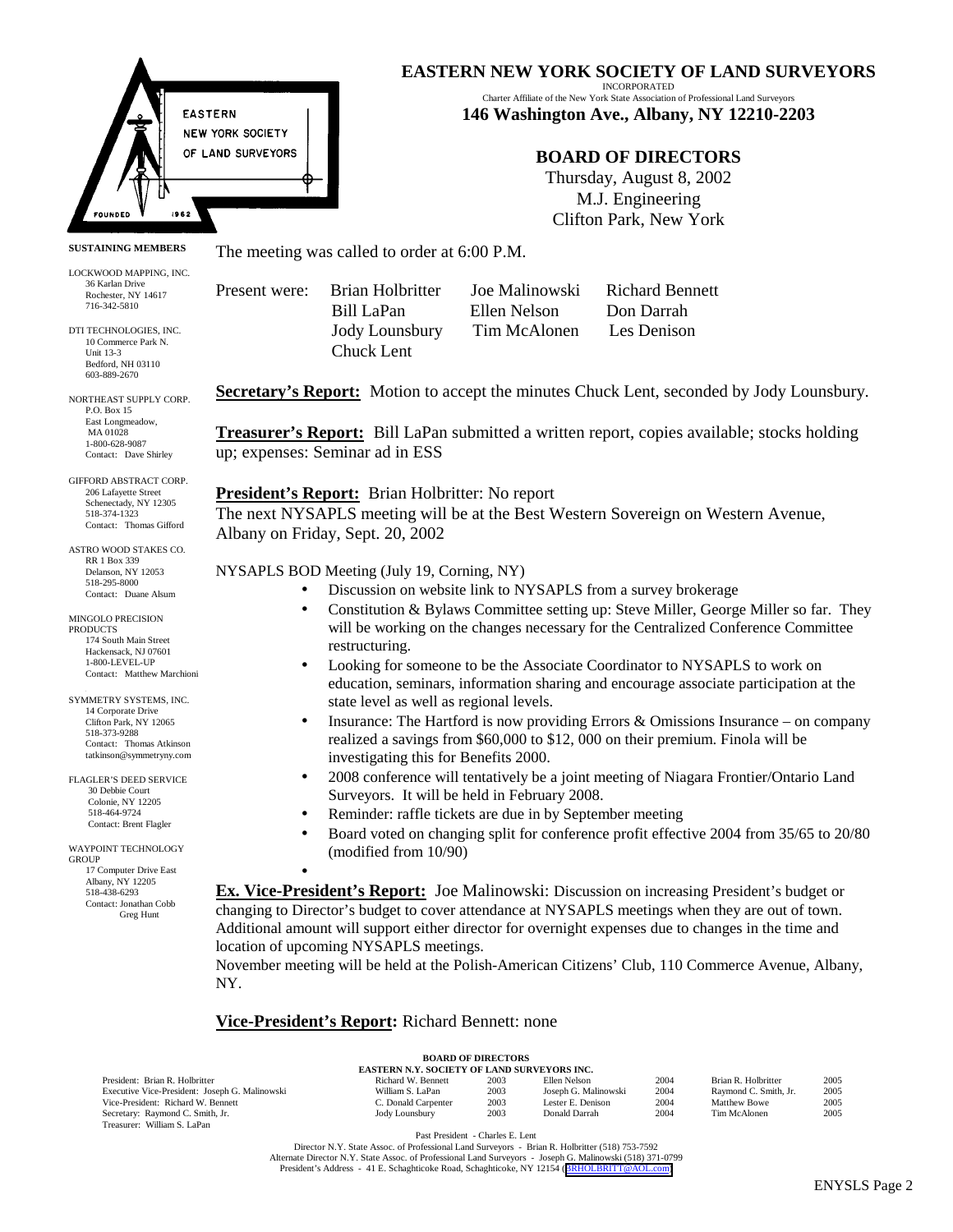# EASTERN NEW YORK SOCIETY OF LAND SURVEYORS

INCORPORATED

Charter Affiliate of the New York State Association of Professional Land Surveyors

**146 Washington Ave., Albany, NY 12210-2203**

## BOARD OF DIRECTORS

Thursday, August 8, 2002

M.J. Engineering

Clifton Park, New York

**SUSTAINING MEMBERS**

LOCKWOOD MAPPING, INC.
36 Karlan Drive
Rochester, NY 14617
716-342-5810

DTI TECHNOLOGIES, INC.
10 Commerce Park N.
Unit 13-3
Bedford, NH 03110
603-889-2670

NORTHEAST SUPPLY CORP.
P.O. Box 15
East Longmeadow, MA 01028
1-800-628-9087
Contact: Dave Shirley

GIFFORD ABSTRACT CORP.
206 Lafayette Street
Schenectady, NY 12305
518-374-1323
Contact: Thomas Gifford

ASTRO WOOD STAKES CO.
RR 1 Box 339
Delanson, NY 12053
518-295-8000
Contact: Duane Alsum

MINGOLO PRECISION PRODUCTS
174 South Main Street
Hackensack, NJ 07601
1-800-LEVEL-UP
Contact: Matthew Marchioni

SYMMETRY SYSTEMS, INC.
14 Corporate Drive
Clifton Park, NY 12065
518-373-9288
Contact: Thomas Atkinson
tatkinson@symmetryny.com

FLAGLER'S DEED SERVICE
30 Debbie Court
Colonie, NY 12205
518-464-9724
Contact: Brent Flagler

WAYPOINT TECHNOLOGY GROUP
17 Computer Drive East
Albany, NY 12205
518-438-6293
Contact: Jonathan Cobb
Greg Hunt

The meeting was called to order at 6:00 P.M.

Present were: Brian Holbritter, Joe Malinowski, Richard Bennett, Bill LaPan, Ellen Nelson, Don Darrah, Jody Lounsbury, Tim McAlonen, Les Denison, Chuck Lent

**Secretary's Report:** Motion to accept the minutes Chuck Lent, seconded by Jody Lounsbury.

**Treasurer's Report:** Bill LaPan submitted a written report, copies available; stocks holding up; expenses: Seminar ad in ESS

**President's Report:** Brian Holbritter: No report

The next NYSAPLS meeting will be at the Best Western Sovereign on Western Avenue, Albany on Friday, Sept. 20, 2002

NYSAPLS BOD Meeting (July 19, Corning, NY)

- Discussion on website link to NYSAPLS from a survey brokerage
- Constitution & Bylaws Committee setting up: Steve Miller, George Miller so far. They will be working on the changes necessary for the Centralized Conference Committee restructuring.
- Looking for someone to be the Associate Coordinator to NYSAPLS to work on education, seminars, information sharing and encourage associate participation at the state level as well as regional levels.
- Insurance: The Hartford is now providing Errors & Omissions Insurance – on company realized a savings from $60,000 to $12, 000 on their premium. Finola will be investigating this for Benefits 2000.
- 2008 conference will tentatively be a joint meeting of Niagara Frontier/Ontario Land Surveyors. It will be held in February 2008.
- Reminder: raffle tickets are due in by September meeting
- Board voted on changing split for conference profit effective 2004 from 35/65 to 20/80 (modified from 10/90)

**Ex. Vice-President's Report:** Joe Malinowski: Discussion on increasing President's budget or changing to Director's budget to cover attendance at NYSAPLS meetings when they are out of town. Additional amount will support either director for overnight expenses due to changes in the time and location of upcoming NYSAPLS meetings.

November meeting will be held at the Polish-American Citizens' Club, 110 Commerce Avenue, Albany, NY.

**Vice-President's Report:** Richard Bennett: none

**BOARD OF DIRECTORS**
**EASTERN N.Y. SOCIETY OF LAND SURVEYORS INC.**

| Officers | Director | Term | Director | Term | Director | Term |
|---|---|---|---|---|---|---|
| President: Brian R. Holbritter | Richard W. Bennett | 2003 | Ellen Nelson | 2004 | Brian R. Holbritter | 2005 |
| Executive Vice-President: Joseph G. Malinowski | William S. LaPan | 2003 | Joseph G. Malinowski | 2004 | Raymond C. Smith, Jr. | 2005 |
| Vice-President: Richard W. Bennett | C. Donald Carpenter | 2003 | Lester E. Denison | 2004 | Matthew Bowe | 2005 |
| Secretary: Raymond C. Smith, Jr. | Jody Lounsbury | 2003 | Donald Darrah | 2004 | Tim McAlonen | 2005 |
| Treasurer: William S. LaPan | | | | | | |

Past President - Charles E. Lent

Director N.Y. State Assoc. of Professional Land Surveyors - Brian R. Holbritter (518) 753-7592

Alternate Director N.Y. State Assoc. of Professional Land Surveyors - Joseph G. Malinowski (518) 371-0799

President's Address - 41 E. Schaghticoke Road, Schaghticoke, NY 12154 (BRHOLBRITT@AOL.com)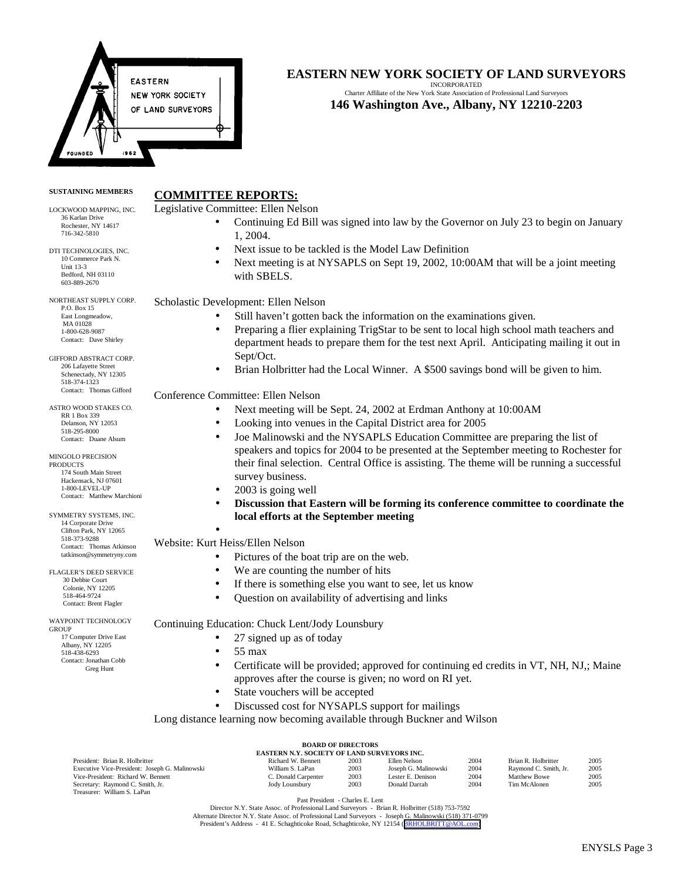# EASTERN NEW YORK SOCIETY OF LAND SURVEYORS

INCORPORATED

Charter Affiliate of the New York State Association of Professional Land Surveyors

**146 Washington Ave., Albany, NY 12210-2203**

**SUSTAINING MEMBERS**

LOCKWOOD MAPPING, INC.
36 Karlan Drive
Rochester, NY 14617
716-342-5810

DTI TECHNOLOGIES, INC.
10 Commerce Park N.
Unit 13-3
Bedford, NH 03110
603-889-2670

NORTHEAST SUPPLY CORP.
P.O. Box 15
East Longmeadow,
MA 01028
1-800-628-9087
Contact: Dave Shirley

GIFFORD ABSTRACT CORP.
206 Lafayette Street
Schenectady, NY 12305
518-374-1323
Contact: Thomas Gifford

ASTRO WOOD STAKES CO.
RR 1 Box 339
Delanson, NY 12053
518-295-8000
Contact: Duane Alsum

MINGOLO PRECISION PRODUCTS
174 South Main Street
Hackensack, NJ 07601
1-800-LEVEL-UP
Contact: Matthew Marchioni

SYMMETRY SYSTEMS, INC.
14 Corporate Drive
Clifton Park, NY 12065
518-373-9288
Contact: Thomas Atkinson
tatkinson@symmetryny.com

FLAGLER'S DEED SERVICE
30 Debbie Court
Colonie, NY 12205
518-464-9724
Contact: Brent Flagler

WAYPOINT TECHNOLOGY GROUP
17 Computer Drive East
Albany, NY 12205
518-438-6293
Contact: Jonathan Cobb
Greg Hunt

## COMMITTEE REPORTS:

Legislative Committee: Ellen Nelson

- Continuing Ed Bill was signed into law by the Governor on July 23 to begin on January 1, 2004.
- Next issue to be tackled is the Model Law Definition
- Next meeting is at NYSAPLS on Sept 19, 2002, 10:00AM that will be a joint meeting with SBELS.

Scholastic Development: Ellen Nelson

- Still haven't gotten back the information on the examinations given.
- Preparing a flier explaining TrigStar to be sent to local high school math teachers and department heads to prepare them for the test next April. Anticipating mailing it out in Sept/Oct.
- Brian Holbritter had the Local Winner. A $500 savings bond will be given to him.

Conference Committee: Ellen Nelson

- Next meeting will be Sept. 24, 2002 at Erdman Anthony at 10:00AM
- Looking into venues in the Capital District area for 2005
- Joe Malinowski and the NYSAPLS Education Committee are preparing the list of speakers and topics for 2004 to be presented at the September meeting to Rochester for their final selection. Central Office is assisting. The theme will be running a successful survey business.
- 2003 is going well
- **Discussion that Eastern will be forming its conference committee to coordinate the local efforts at the September meeting**

Website: Kurt Heiss/Ellen Nelson

- Pictures of the boat trip are on the web.
- We are counting the number of hits
- If there is something else you want to see, let us know
- Question on availability of advertising and links

Continuing Education: Chuck Lent/Jody Lounsbury

- 27 signed up as of today
- 55 max
- Certificate will be provided; approved for continuing ed credits in VT, NH, NJ,; Maine approves after the course is given; no word on RI yet.
- State vouchers will be accepted
- Discussed cost for NYSAPLS support for mailings

Long distance learning now becoming available through Buckner and Wilson

**BOARD OF DIRECTORS**
**EASTERN N.Y. SOCIETY OF LAND SURVEYORS INC.**

| Officers | | | | | | |
|---|---|---|---|---|---|---|
| President: Brian R. Holbritter | Richard W. Bennett | 2003 | Ellen Nelson | 2004 | Brian R. Holbritter | 2005 |
| Executive Vice-President: Joseph G. Malinowski | William S. LaPan | 2003 | Joseph G. Malinowski | 2004 | Raymond C. Smith, Jr. | 2005 |
| Vice-President: Richard W. Bennett | C. Donald Carpenter | 2003 | Lester E. Denison | 2004 | Matthew Bowe | 2005 |
| Secretary: Raymond C. Smith, Jr. | Jody Lounsbury | 2003 | Donald Darrah | 2004 | Tim McAlonen | 2005 |
| Treasurer: William S. LaPan | | | | | | |

Past President - Charles E. Lent
Director N.Y. State Assoc. of Professional Land Surveyors - Brian R. Holbritter (518) 753-7592
Alternate Director N.Y. State Assoc. of Professional Land Surveyors - Joseph G. Malinowski (518) 371-0799
President's Address - 41 E. Schaghticoke Road, Schaghticoke, NY 12154 (BRHOLBRITT@AOL.com)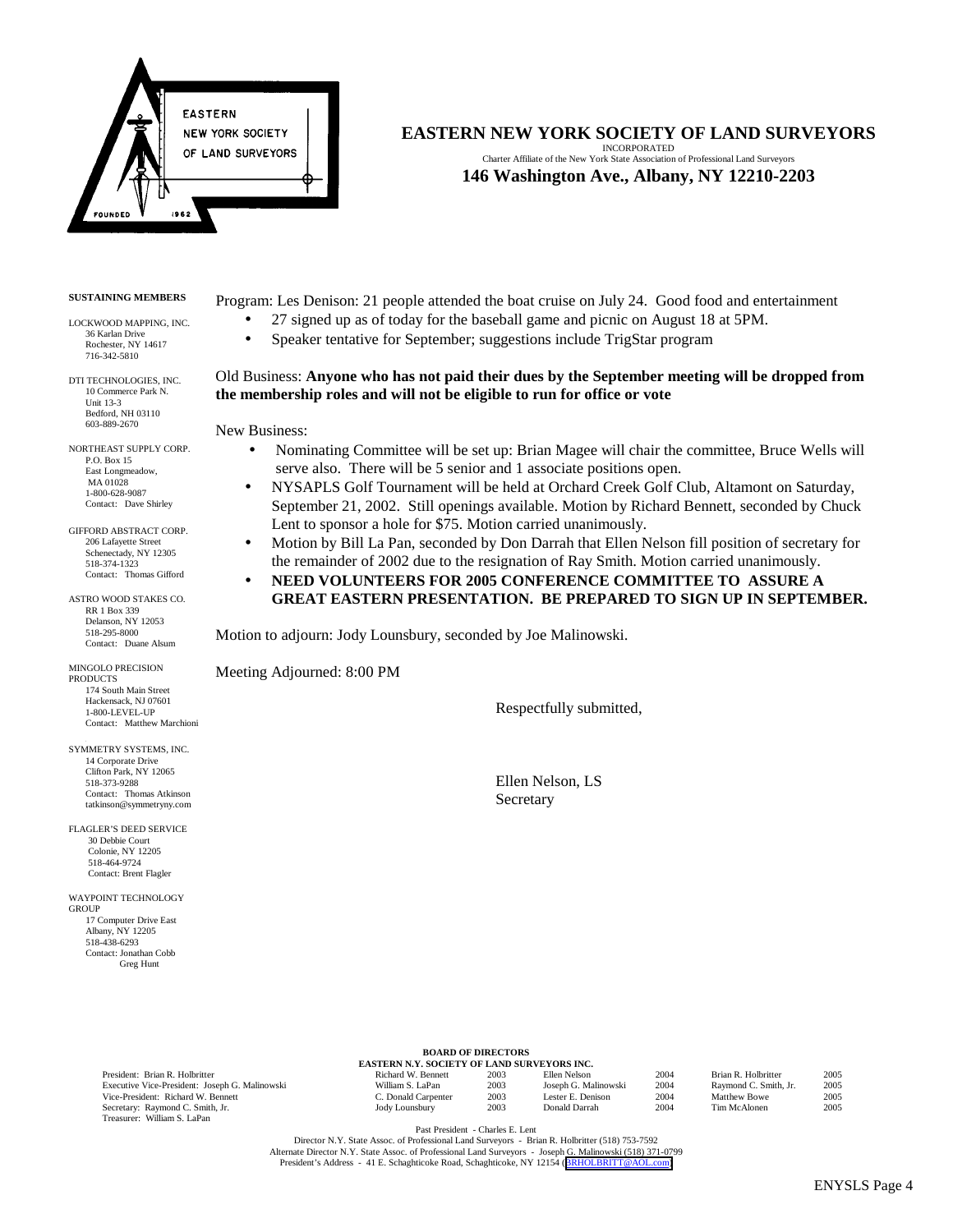**EASTERN NEW YORK SOCIETY OF LAND SURVEYORS**
INCORPORATED
Charter Affiliate of the New York State Association of Professional Land Surveyors
**146 Washington Ave., Albany, NY 12210-2203**

**SUSTAINING MEMBERS**

LOCKWOOD MAPPING, INC.
36 Karlan Drive
Rochester, NY 14617
716-342-5810

DTI TECHNOLOGIES, INC.
10 Commerce Park N.
Unit 13-3
Bedford, NH 03110
603-889-2670

NORTHEAST SUPPLY CORP.
P.O. Box 15
East Longmeadow,
MA 01028
1-800-628-9087
Contact: Dave Shirley

GIFFORD ABSTRACT CORP.
206 Lafayette Street
Schenectady, NY 12305
518-374-1323
Contact: Thomas Gifford

ASTRO WOOD STAKES CO.
RR 1 Box 339
Delanson, NY 12053
518-295-8000
Contact: Duane Alsum

MINGOLO PRECISION PRODUCTS
174 South Main Street
Hackensack, NJ 07601
1-800-LEVEL-UP
Contact: Matthew Marchioni

SYMMETRY SYSTEMS, INC.
14 Corporate Drive
Clifton Park, NY 12065
518-373-9288
Contact: Thomas Atkinson
tatkinson@symmetryny.com

FLAGLER'S DEED SERVICE
30 Debbie Court
Colonie, NY 12205
518-464-9724
Contact: Brent Flagler

WAYPOINT TECHNOLOGY GROUP
17 Computer Drive East
Albany, NY 12205
518-438-6293
Contact: Jonathan Cobb
Greg Hunt

Program: Les Denison: 21 people attended the boat cruise on July 24. Good food and entertainment

- 27 signed up as of today for the baseball game and picnic on August 18 at 5PM.
- Speaker tentative for September; suggestions include TrigStar program

Old Business: **Anyone who has not paid their dues by the September meeting will be dropped from the membership roles and will not be eligible to run for office or vote**

New Business:

- Nominating Committee will be set up: Brian Magee will chair the committee, Bruce Wells will serve also. There will be 5 senior and 1 associate positions open.
- NYSAPLS Golf Tournament will be held at Orchard Creek Golf Club, Altamont on Saturday, September 21, 2002. Still openings available. Motion by Richard Bennett, seconded by Chuck Lent to sponsor a hole for $75. Motion carried unanimously.
- Motion by Bill La Pan, seconded by Don Darrah that Ellen Nelson fill position of secretary for the remainder of 2002 due to the resignation of Ray Smith. Motion carried unanimously.
- **NEED VOLUNTEERS FOR 2005 CONFERENCE COMMITTEE TO ASSURE A GREAT EASTERN PRESENTATION. BE PREPARED TO SIGN UP IN SEPTEMBER.**

Motion to adjourn: Jody Lounsbury, seconded by Joe Malinowski.

Meeting Adjourned: 8:00 PM

Respectfully submitted,

Ellen Nelson, LS
Secretary

**BOARD OF DIRECTORS**
**EASTERN N.Y. SOCIETY OF LAND SURVEYORS INC.**

| | | | | | | |
|---|---|---|---|---|---|---|
| President: Brian R. Holbritter | Richard W. Bennett | 2003 | Ellen Nelson | 2004 | Brian R. Holbritter | 2005 |
| Executive Vice-President: Joseph G. Malinowski | William S. LaPan | 2003 | Joseph G. Malinowski | 2004 | Raymond C. Smith, Jr. | 2005 |
| Vice-President: Richard W. Bennett | C. Donald Carpenter | 2003 | Lester E. Denison | 2004 | Matthew Bowe | 2005 |
| Secretary: Raymond C. Smith, Jr. | Jody Lounsbury | 2003 | Donald Darrah | 2004 | Tim McAlonen | 2005 |
| Treasurer: William S. LaPan | | | | | | |

Past President - Charles E. Lent
Director N.Y. State Assoc. of Professional Land Surveyors - Brian R. Holbritter (518) 753-7592
Alternate Director N.Y. State Assoc. of Professional Land Surveyors - Joseph G. Malinowski (518) 371-0799
President's Address - 41 E. Schaghticoke Road, Schaghticoke, NY 12154 (BRHOLBRITT@AOL.com)